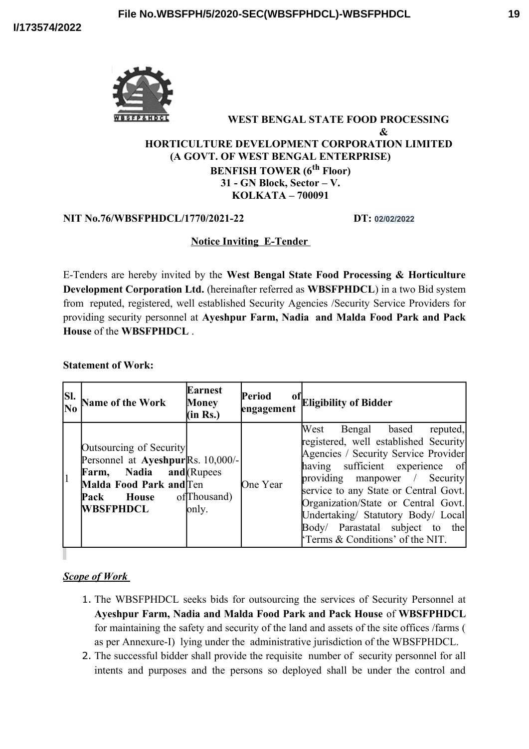# WEST BENGAL STATE FOOD PROCESSING & HORTICULTURE DEVELOPMENT CORPORATION LIMITED

**(A GOVT. OF WEST BENGAL ENTERPRISE)**

**BENFISH TOWER (6th Floor)**
**31 - GN Block, Sector – V.**
**KOLKATA – 700091**

**NIT No.76/WBSFPHDCL/1770/2021-22** **DT: 02/02/2022**

## Notice Inviting E-Tender

E-Tenders are hereby invited by the **West Bengal State Food Processing & Horticulture Development Corporation Ltd.** (hereinafter referred as **WBSFPHDCL**) in a two Bid system from reputed, registered, well established Security Agencies /Security Service Providers for providing security personnel at **Ayeshpur Farm, Nadia and Malda Food Park and Pack House** of the **WBSFPHDCL** .

**Statement of Work:**

| Sl. No | Name of the Work | Earnest Money (in Rs.) | Period of engagement | Eligibility of Bidder |
|---|---|---|---|---|
| 1 | Outsourcing of Security Personnel at **Ayeshpur Farm, Nadia and Malda Food Park and Pack House** of **WBSFPHDCL** | Rs. 10,000/- (Rupees Ten Thousand) only. | One Year | West Bengal based reputed, registered, well established Security Agencies / Security Service Provider having sufficient experience of providing manpower / Security service to any State or Central Govt. Organization/State or Central Govt. Undertaking/ Statutory Body/ Local Body/ Parastatal subject to the 'Terms & Conditions' of the NIT. |

***Scope of Work***

1. The WBSFPHDCL seeks bids for outsourcing the services of Security Personnel at **Ayeshpur Farm, Nadia and Malda Food Park and Pack House** of **WBSFPHDCL** for maintaining the safety and security of the land and assets of the site offices /farms ( as per Annexure-I) lying under the administrative jurisdiction of the WBSFPHDCL.
2. The successful bidder shall provide the requisite number of security personnel for all intents and purposes and the persons so deployed shall be under the control and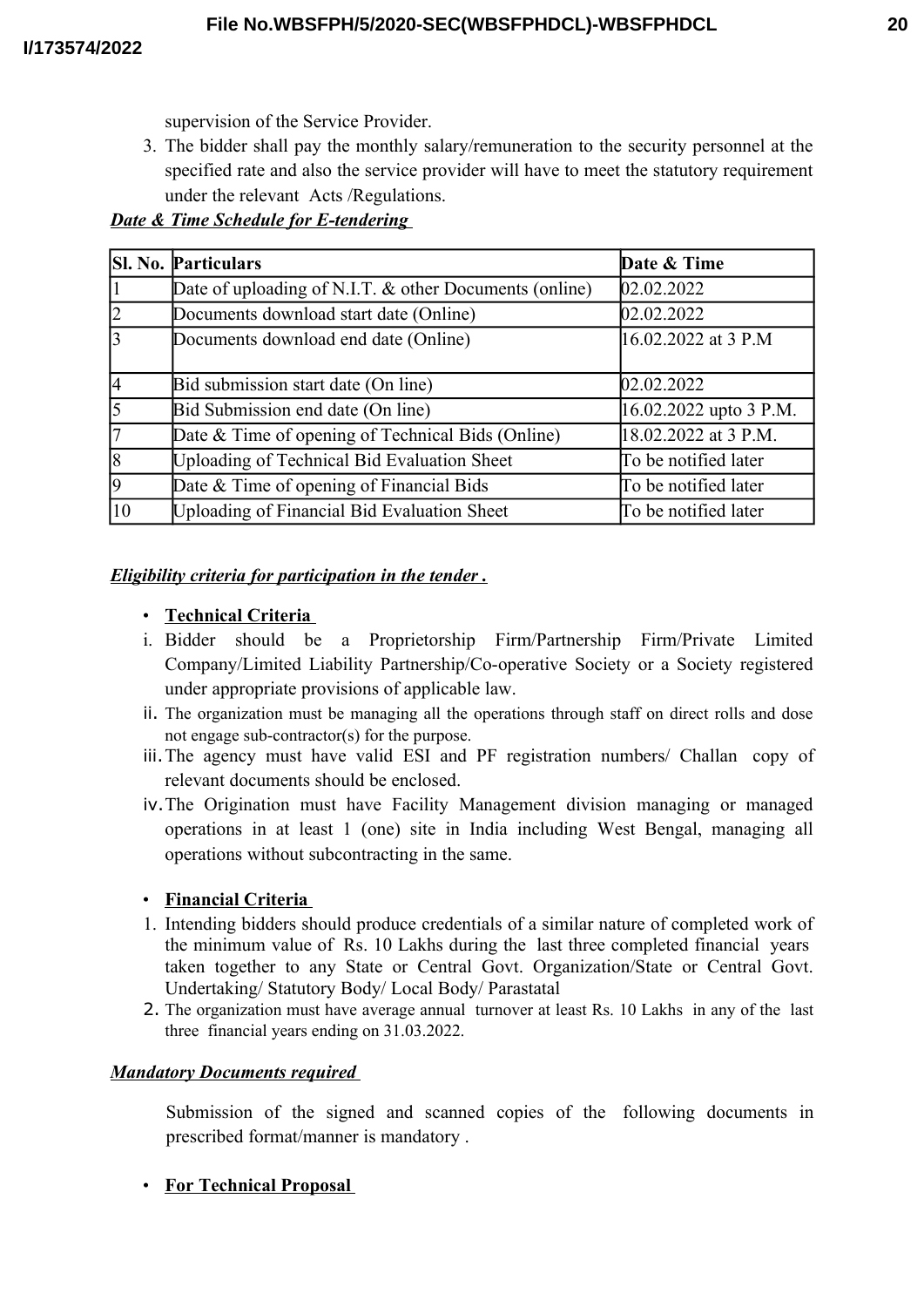supervision of the Service Provider.

3. The bidder shall pay the monthly salary/remuneration to the security personnel at the specified rate and also the service provider will have to meet the statutory requirement under the relevant Acts /Regulations.

***Date & Time Schedule for E-tendering***

| Sl. No. | Particulars | Date & Time |
|---|---|---|
| 1 | Date of uploading of N.I.T. & other Documents (online) | 02.02.2022 |
| 2 | Documents download start date (Online) | 02.02.2022 |
| 3 | Documents download end date (Online) | 16.02.2022 at 3 P.M |
| 4 | Bid submission start date (On line) | 02.02.2022 |
| 5 | Bid Submission end date (On line) | 16.02.2022 upto 3 P.M. |
| 7 | Date & Time of opening of Technical Bids (Online) | 18.02.2022 at 3 P.M. |
| 8 | Uploading of Technical Bid Evaluation Sheet | To be notified later |
| 9 | Date & Time of opening of Financial Bids | To be notified later |
| 10 | Uploading of Financial Bid Evaluation Sheet | To be notified later |

***Eligibility criteria for participation in the tender .***

- **Technical Criteria**

i. Bidder should be a Proprietorship Firm/Partnership Firm/Private Limited Company/Limited Liability Partnership/Co-operative Society or a Society registered under appropriate provisions of applicable law.

ii. The organization must be managing all the operations through staff on direct rolls and dose not engage sub-contractor(s) for the purpose.

iii. The agency must have valid ESI and PF registration numbers/ Challan copy of relevant documents should be enclosed.

iv. The Origination must have Facility Management division managing or managed operations in at least 1 (one) site in India including West Bengal, managing all operations without subcontracting in the same.

- **Financial Criteria**

1. Intending bidders should produce credentials of a similar nature of completed work of the minimum value of Rs. 10 Lakhs during the last three completed financial years taken together to any State or Central Govt. Organization/State or Central Govt. Undertaking/ Statutory Body/ Local Body/ Parastatal
2. The organization must have average annual turnover at least Rs. 10 Lakhs in any of the last three financial years ending on 31.03.2022.

***Mandatory Documents required***

Submission of the signed and scanned copies of the following documents in prescribed format/manner is mandatory .

- **For Technical Proposal**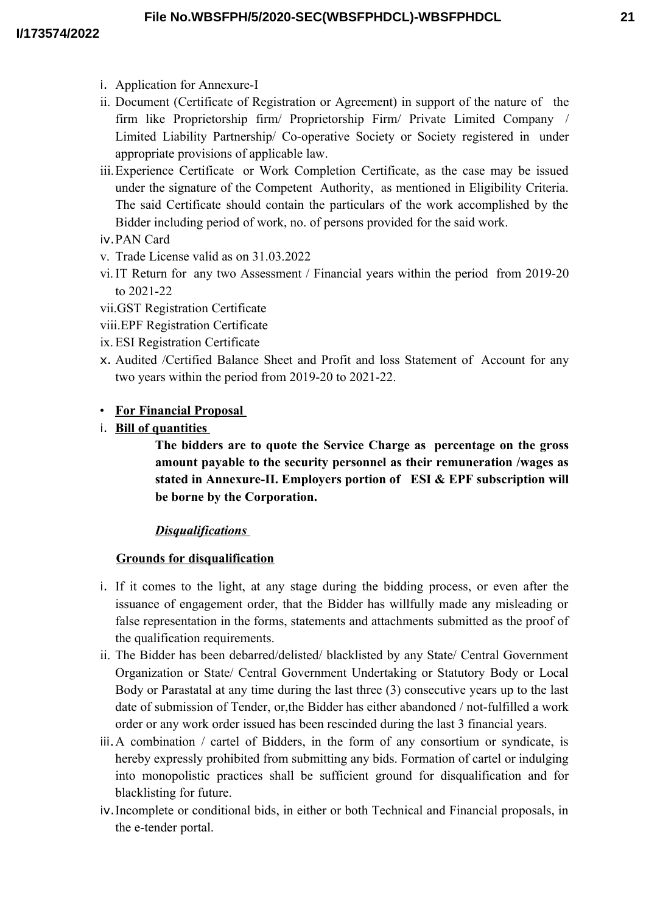i. Application for Annexure-I
ii. Document (Certificate of Registration or Agreement) in support of the nature of the firm like Proprietorship firm/ Proprietorship Firm/ Private Limited Company / Limited Liability Partnership/ Co-operative Society or Society registered in under appropriate provisions of applicable law.
iii. Experience Certificate or Work Completion Certificate, as the case may be issued under the signature of the Competent Authority, as mentioned in Eligibility Criteria. The said Certificate should contain the particulars of the work accomplished by the Bidder including period of work, no. of persons provided for the said work.
iv. PAN Card
v. Trade License valid as on 31.03.2022
vi. IT Return for any two Assessment / Financial years within the period from 2019-20 to 2021-22
vii. GST Registration Certificate
viii. EPF Registration Certificate
ix. ESI Registration Certificate
x. Audited /Certified Balance Sheet and Profit and loss Statement of Account for any two years within the period from 2019-20 to 2021-22.

- **<u>For Financial Proposal</u>**

i. **<u>Bill of quantities</u>**

**The bidders are to quote the Service Charge as percentage on the gross amount payable to the security personnel as their remuneration /wages as stated in Annexure-II. Employers portion of ESI & EPF subscription will be borne by the Corporation.**

***<u>Disqualifications</u>***

**<u>Grounds for disqualification</u>**

i. If it comes to the light, at any stage during the bidding process, or even after the issuance of engagement order, that the Bidder has willfully made any misleading or false representation in the forms, statements and attachments submitted as the proof of the qualification requirements.
ii. The Bidder has been debarred/delisted/ blacklisted by any State/ Central Government Organization or State/ Central Government Undertaking or Statutory Body or Local Body or Parastatal at any time during the last three (3) consecutive years up to the last date of submission of Tender, or,the Bidder has either abandoned / not-fulfilled a work order or any work order issued has been rescinded during the last 3 financial years.
iii. A combination / cartel of Bidders, in the form of any consortium or syndicate, is hereby expressly prohibited from submitting any bids. Formation of cartel or indulging into monopolistic practices shall be sufficient ground for disqualification and for blacklisting for future.
iv. Incomplete or conditional bids, in either or both Technical and Financial proposals, in the e-tender portal.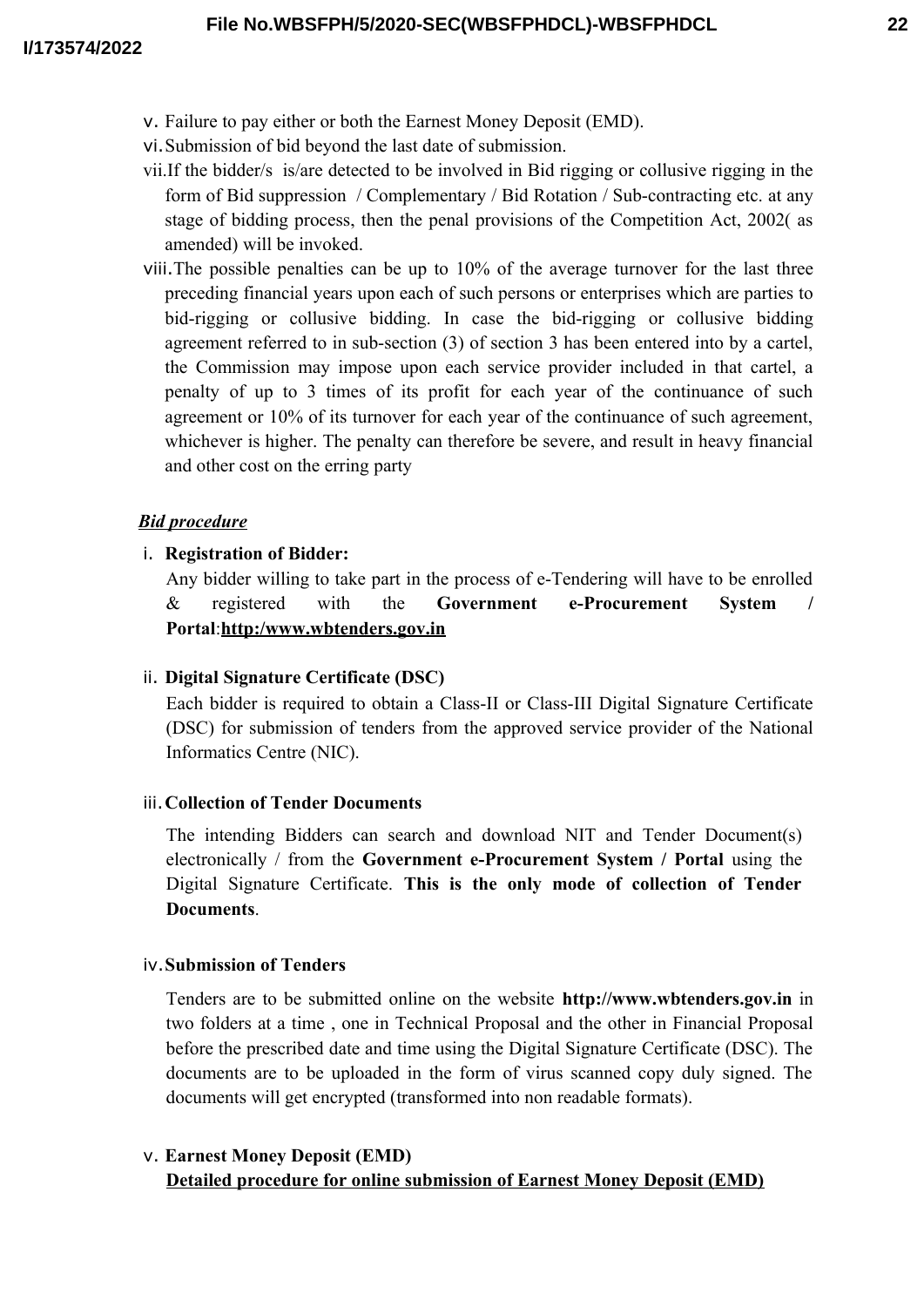v. Failure to pay either or both the Earnest Money Deposit (EMD).

vi. Submission of bid beyond the last date of submission.

vii. If the bidder/s is/are detected to be involved in Bid rigging or collusive rigging in the form of Bid suppression / Complementary / Bid Rotation / Sub-contracting etc. at any stage of bidding process, then the penal provisions of the Competition Act, 2002( as amended) will be invoked.

viii. The possible penalties can be up to 10% of the average turnover for the last three preceding financial years upon each of such persons or enterprises which are parties to bid-rigging or collusive bidding. In case the bid-rigging or collusive bidding agreement referred to in sub-section (3) of section 3 has been entered into by a cartel, the Commission may impose upon each service provider included in that cartel, a penalty of up to 3 times of its profit for each year of the continuance of such agreement or 10% of its turnover for each year of the continuance of such agreement, whichever is higher. The penalty can therefore be severe, and result in heavy financial and other cost on the erring party

***Bid procedure***

i. **Registration of Bidder:**

Any bidder willing to take part in the process of e-Tendering will have to be enrolled & registered with the **Government e-Procurement System / Portal**:**http:/www.wbtenders.gov.in**

ii. **Digital Signature Certificate (DSC)**

Each bidder is required to obtain a Class-II or Class-III Digital Signature Certificate (DSC) for submission of tenders from the approved service provider of the National Informatics Centre (NIC).

iii. **Collection of Tender Documents**

The intending Bidders can search and download NIT and Tender Document(s) electronically / from the **Government e-Procurement System / Portal** using the Digital Signature Certificate. **This is the only mode of collection of Tender Documents**.

iv. **Submission of Tenders**

Tenders are to be submitted online on the website **http://www.wbtenders.gov.in** in two folders at a time , one in Technical Proposal and the other in Financial Proposal before the prescribed date and time using the Digital Signature Certificate (DSC). The documents are to be uploaded in the form of virus scanned copy duly signed. The documents will get encrypted (transformed into non readable formats).

v. **Earnest Money Deposit (EMD)**

**Detailed procedure for online submission of Earnest Money Deposit (EMD)**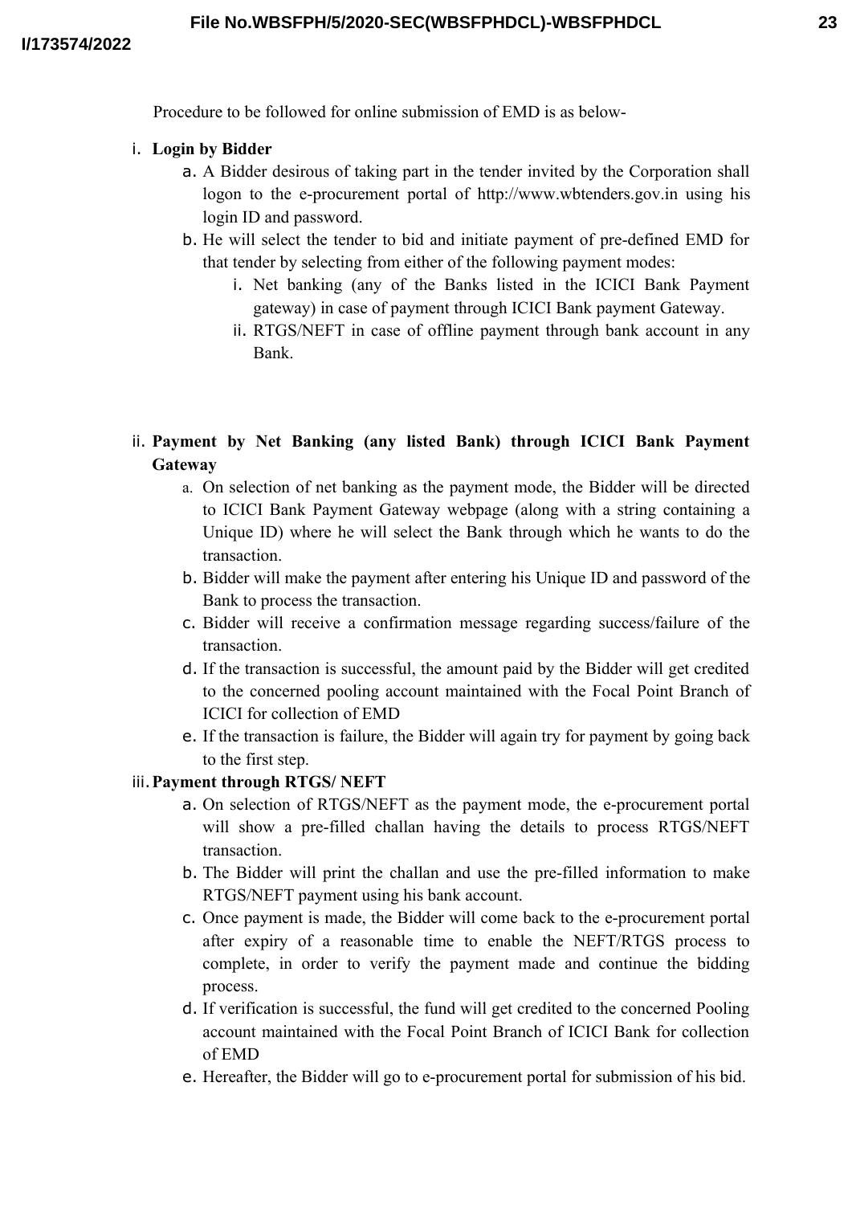Procedure to be followed for online submission of EMD is as below-

i. **Login by Bidder**

   a. A Bidder desirous of taking part in the tender invited by the Corporation shall logon to the e-procurement portal of http://www.wbtenders.gov.in using his login ID and password.

   b. He will select the tender to bid and initiate payment of pre-defined EMD for that tender by selecting from either of the following payment modes:

      i. Net banking (any of the Banks listed in the ICICI Bank Payment gateway) in case of payment through ICICI Bank payment Gateway.

      ii. RTGS/NEFT in case of offline payment through bank account in any Bank.

ii. **Payment by Net Banking (any listed Bank) through ICICI Bank Payment Gateway**

   a. On selection of net banking as the payment mode, the Bidder will be directed to ICICI Bank Payment Gateway webpage (along with a string containing a Unique ID) where he will select the Bank through which he wants to do the transaction.

   b. Bidder will make the payment after entering his Unique ID and password of the Bank to process the transaction.

   c. Bidder will receive a confirmation message regarding success/failure of the transaction.

   d. If the transaction is successful, the amount paid by the Bidder will get credited to the concerned pooling account maintained with the Focal Point Branch of ICICI for collection of EMD

   e. If the transaction is failure, the Bidder will again try for payment by going back to the first step.

iii. **Payment through RTGS/ NEFT**

   a. On selection of RTGS/NEFT as the payment mode, the e-procurement portal will show a pre-filled challan having the details to process RTGS/NEFT transaction.

   b. The Bidder will print the challan and use the pre-filled information to make RTGS/NEFT payment using his bank account.

   c. Once payment is made, the Bidder will come back to the e-procurement portal after expiry of a reasonable time to enable the NEFT/RTGS process to complete, in order to verify the payment made and continue the bidding process.

   d. If verification is successful, the fund will get credited to the concerned Pooling account maintained with the Focal Point Branch of ICICI Bank for collection of EMD

   e. Hereafter, the Bidder will go to e-procurement portal for submission of his bid.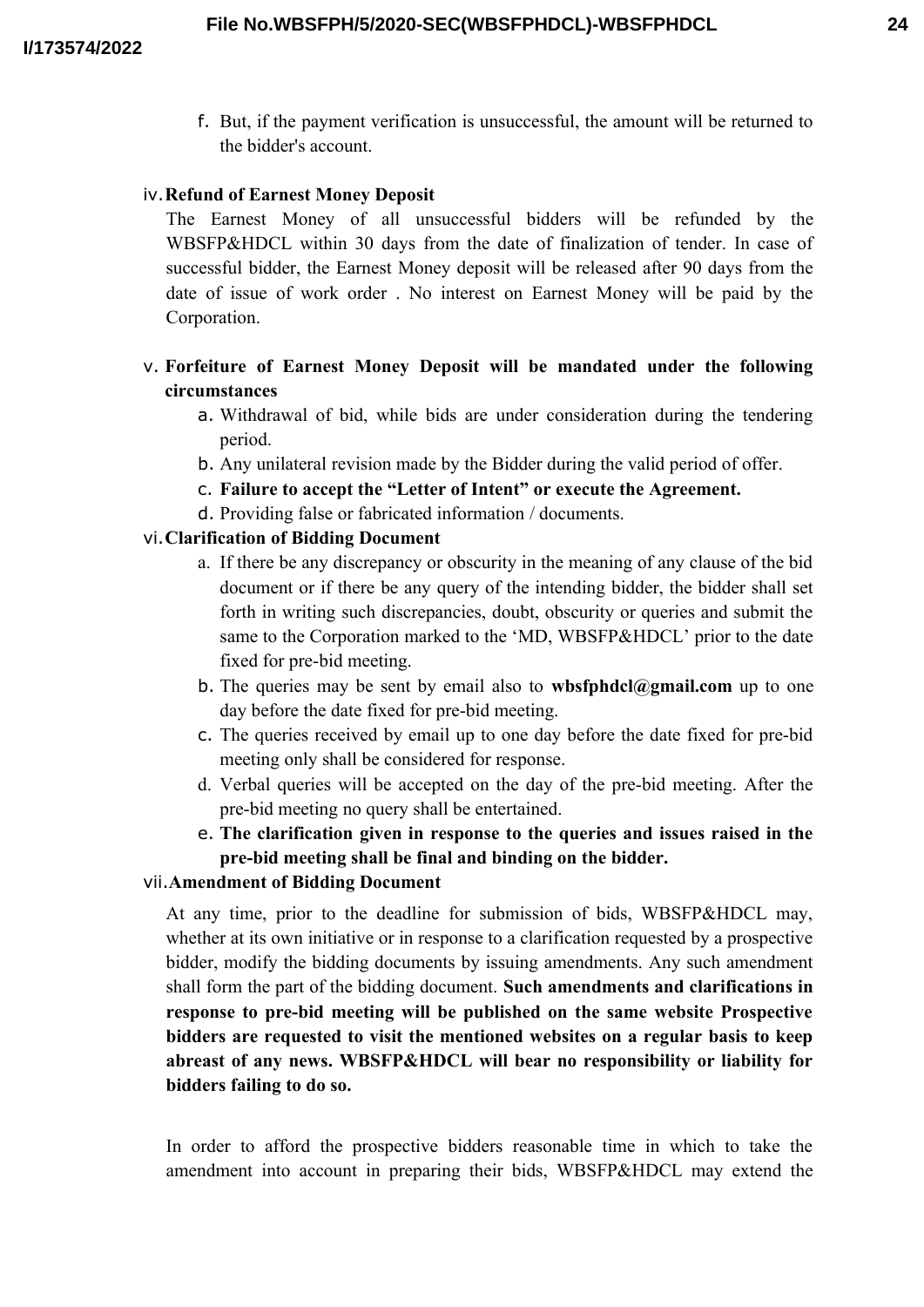f. But, if the payment verification is unsuccessful, the amount will be returned to the bidder's account.

iv. **Refund of Earnest Money Deposit**

The Earnest Money of all unsuccessful bidders will be refunded by the WBSFP&HDCL within 30 days from the date of finalization of tender. In case of successful bidder, the Earnest Money deposit will be released after 90 days from the date of issue of work order . No interest on Earnest Money will be paid by the Corporation.

v. **Forfeiture of Earnest Money Deposit will be mandated under the following circumstances**

a. Withdrawal of bid, while bids are under consideration during the tendering period.
b. Any unilateral revision made by the Bidder during the valid period of offer.
c. **Failure to accept the "Letter of Intent" or execute the Agreement.**
d. Providing false or fabricated information / documents.

vi. **Clarification of Bidding Document**

a. If there be any discrepancy or obscurity in the meaning of any clause of the bid document or if there be any query of the intending bidder, the bidder shall set forth in writing such discrepancies, doubt, obscurity or queries and submit the same to the Corporation marked to the 'MD, WBSFP&HDCL' prior to the date fixed for pre-bid meeting.
b. The queries may be sent by email also to **wbsfphdcl@gmail.com** up to one day before the date fixed for pre-bid meeting.
c. The queries received by email up to one day before the date fixed for pre-bid meeting only shall be considered for response.
d. Verbal queries will be accepted on the day of the pre-bid meeting. After the pre-bid meeting no query shall be entertained.
e. **The clarification given in response to the queries and issues raised in the pre-bid meeting shall be final and binding on the bidder.**

vii. **Amendment of Bidding Document**

At any time, prior to the deadline for submission of bids, WBSFP&HDCL may, whether at its own initiative or in response to a clarification requested by a prospective bidder, modify the bidding documents by issuing amendments. Any such amendment shall form the part of the bidding document. **Such amendments and clarifications in response to pre-bid meeting will be published on the same website Prospective bidders are requested to visit the mentioned websites on a regular basis to keep abreast of any news. WBSFP&HDCL will bear no responsibility or liability for bidders failing to do so.**

In order to afford the prospective bidders reasonable time in which to take the amendment into account in preparing their bids, WBSFP&HDCL may extend the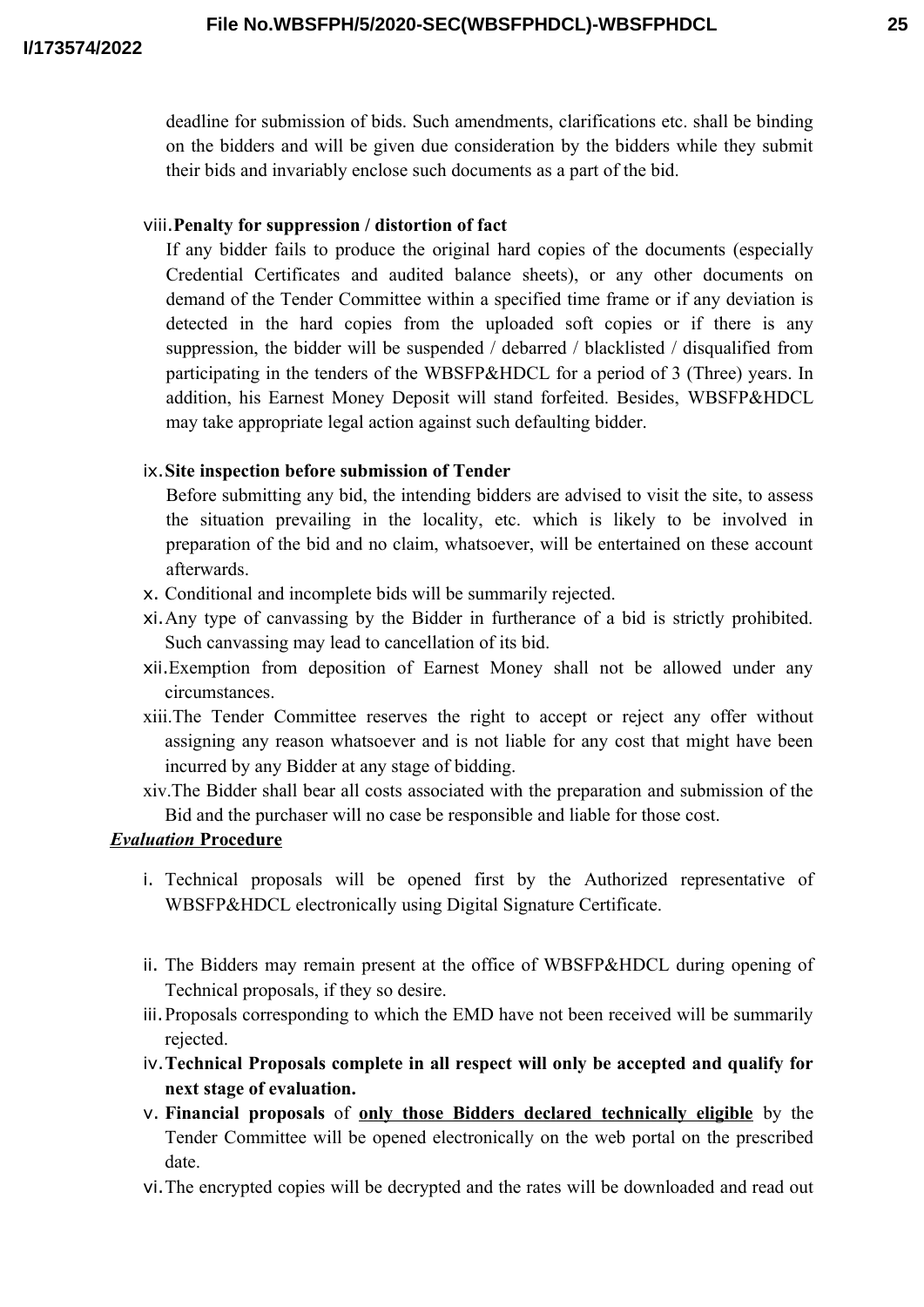deadline for submission of bids. Such amendments, clarifications etc. shall be binding on the bidders and will be given due consideration by the bidders while they submit their bids and invariably enclose such documents as a part of the bid.

viii. **Penalty for suppression / distortion of fact**

If any bidder fails to produce the original hard copies of the documents (especially Credential Certificates and audited balance sheets), or any other documents on demand of the Tender Committee within a specified time frame or if any deviation is detected in the hard copies from the uploaded soft copies or if there is any suppression, the bidder will be suspended / debarred / blacklisted / disqualified from participating in the tenders of the WBSFP&HDCL for a period of 3 (Three) years. In addition, his Earnest Money Deposit will stand forfeited. Besides, WBSFP&HDCL may take appropriate legal action against such defaulting bidder.

ix. **Site inspection before submission of Tender**

Before submitting any bid, the intending bidders are advised to visit the site, to assess the situation prevailing in the locality, etc. which is likely to be involved in preparation of the bid and no claim, whatsoever, will be entertained on these account afterwards.

x. Conditional and incomplete bids will be summarily rejected.

xi. Any type of canvassing by the Bidder in furtherance of a bid is strictly prohibited. Such canvassing may lead to cancellation of its bid.

xii. Exemption from deposition of Earnest Money shall not be allowed under any circumstances.

xiii. The Tender Committee reserves the right to accept or reject any offer without assigning any reason whatsoever and is not liable for any cost that might have been incurred by any Bidder at any stage of bidding.

xiv. The Bidder shall bear all costs associated with the preparation and submission of the Bid and the purchaser will no case be responsible and liable for those cost.

***Evaluation* Procedure**

i. Technical proposals will be opened first by the Authorized representative of WBSFP&HDCL electronically using Digital Signature Certificate.

ii. The Bidders may remain present at the office of WBSFP&HDCL during opening of Technical proposals, if they so desire.

iii. Proposals corresponding to which the EMD have not been received will be summarily rejected.

iv. **Technical Proposals complete in all respect will only be accepted and qualify for next stage of evaluation.**

v. **Financial proposals** of **<u>only those Bidders declared technically eligible</u>** by the Tender Committee will be opened electronically on the web portal on the prescribed date.

vi. The encrypted copies will be decrypted and the rates will be downloaded and read out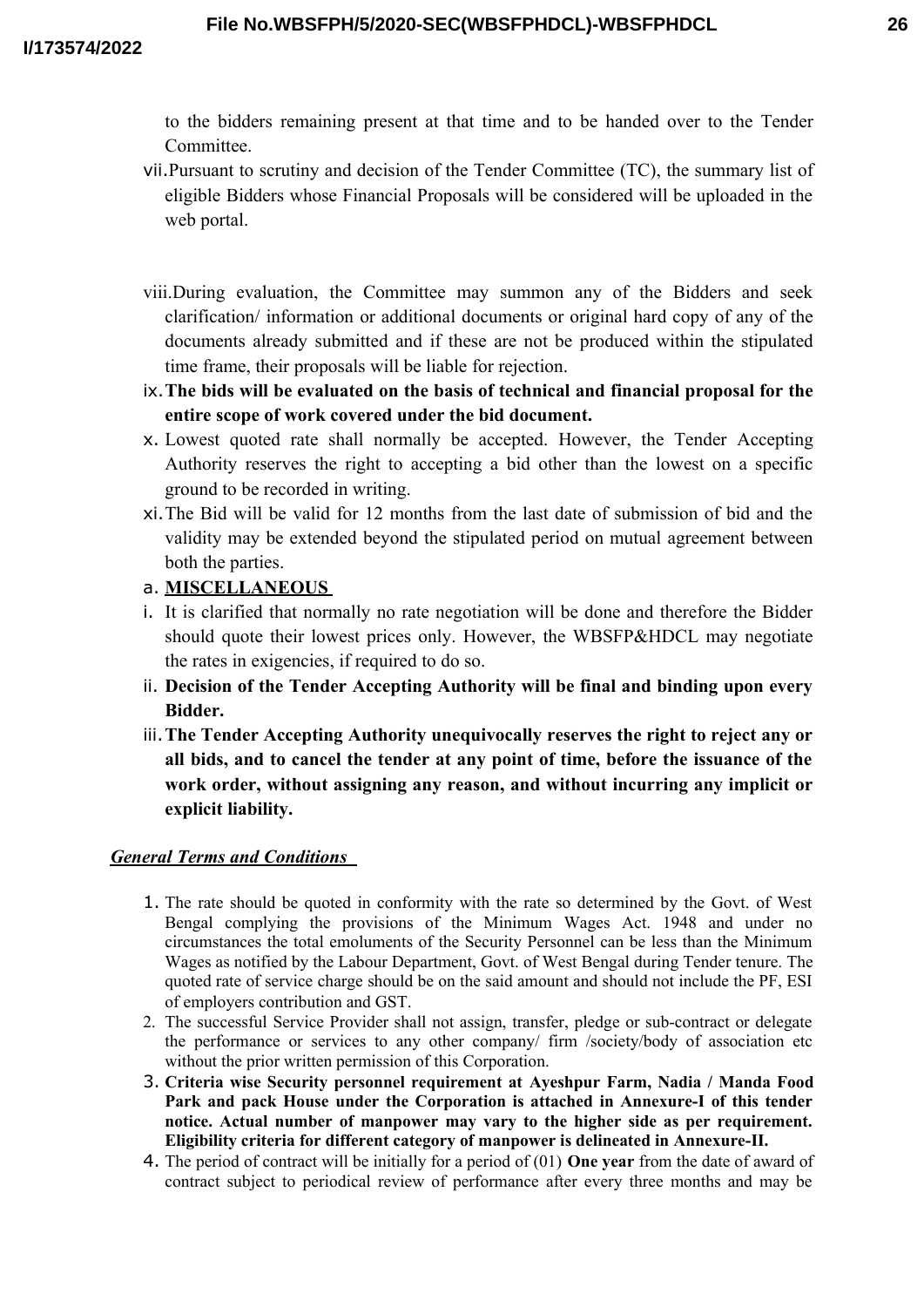to the bidders remaining present at that time and to be handed over to the Tender Committee.

vii. Pursuant to scrutiny and decision of the Tender Committee (TC), the summary list of eligible Bidders whose Financial Proposals will be considered will be uploaded in the web portal.

viii. During evaluation, the Committee may summon any of the Bidders and seek clarification/ information or additional documents or original hard copy of any of the documents already submitted and if these are not be produced within the stipulated time frame, their proposals will be liable for rejection.

ix. **The bids will be evaluated on the basis of technical and financial proposal for the entire scope of work covered under the bid document.**

x. Lowest quoted rate shall normally be accepted. However, the Tender Accepting Authority reserves the right to accepting a bid other than the lowest on a specific ground to be recorded in writing.

xi. The Bid will be valid for 12 months from the last date of submission of bid and the validity may be extended beyond the stipulated period on mutual agreement between both the parties.

a. **MISCELLANEOUS**

i. It is clarified that normally no rate negotiation will be done and therefore the Bidder should quote their lowest prices only. However, the WBSFP&HDCL may negotiate the rates in exigencies, if required to do so.

ii. **Decision of the Tender Accepting Authority will be final and binding upon every Bidder.**

iii. **The Tender Accepting Authority unequivocally reserves the right to reject any or all bids, and to cancel the tender at any point of time, before the issuance of the work order, without assigning any reason, and without incurring any implicit or explicit liability.**

***General Terms and Conditions***

1. The rate should be quoted in conformity with the rate so determined by the Govt. of West Bengal complying the provisions of the Minimum Wages Act. 1948 and under no circumstances the total emoluments of the Security Personnel can be less than the Minimum Wages as notified by the Labour Department, Govt. of West Bengal during Tender tenure. The quoted rate of service charge should be on the said amount and should not include the PF, ESI of employers contribution and GST.
2. The successful Service Provider shall not assign, transfer, pledge or sub-contract or delegate the performance or services to any other company/ firm /society/body of association etc without the prior written permission of this Corporation.
3. **Criteria wise Security personnel requirement at Ayeshpur Farm, Nadia / Manda Food Park and pack House under the Corporation is attached in Annexure-I of this tender notice. Actual number of manpower may vary to the higher side as per requirement. Eligibility criteria for different category of manpower is delineated in Annexure-II.**
4. The period of contract will be initially for a period of (01) **One year** from the date of award of contract subject to periodical review of performance after every three months and may be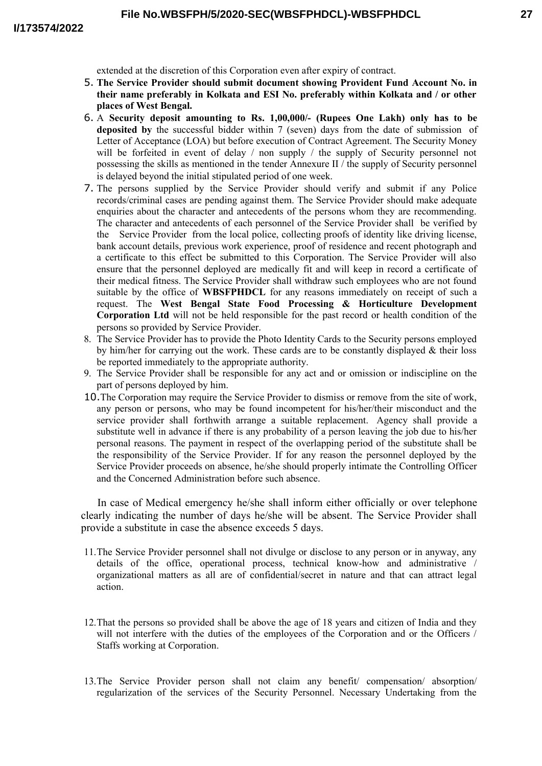extended at the discretion of this Corporation even after expiry of contract.

5. **The Service Provider should submit document showing Provident Fund Account No. in their name preferably in Kolkata and ESI No. preferably within Kolkata and / or other places of West Bengal.**
6. A **Security deposit amounting to Rs. 1,00,000/- (Rupees One Lakh) only has to be deposited by** the successful bidder within 7 (seven) days from the date of submission of Letter of Acceptance (LOA) but before execution of Contract Agreement. The Security Money will be forfeited in event of delay / non supply / the supply of Security personnel not possessing the skills as mentioned in the tender Annexure II / the supply of Security personnel is delayed beyond the initial stipulated period of one week.
7. The persons supplied by the Service Provider should verify and submit if any Police records/criminal cases are pending against them. The Service Provider should make adequate enquiries about the character and antecedents of the persons whom they are recommending. The character and antecedents of each personnel of the Service Provider shall be verified by the Service Provider from the local police, collecting proofs of identity like driving license, bank account details, previous work experience, proof of residence and recent photograph and a certificate to this effect be submitted to this Corporation. The Service Provider will also ensure that the personnel deployed are medically fit and will keep in record a certificate of their medical fitness. The Service Provider shall withdraw such employees who are not found suitable by the office of **WBSFPHDCL** for any reasons immediately on receipt of such a request. The **West Bengal State Food Processing & Horticulture Development Corporation Ltd** will not be held responsible for the past record or health condition of the persons so provided by Service Provider.
8. The Service Provider has to provide the Photo Identity Cards to the Security persons employed by him/her for carrying out the work. These cards are to be constantly displayed & their loss be reported immediately to the appropriate authority.
9. The Service Provider shall be responsible for any act and or omission or indiscipline on the part of persons deployed by him.
10. The Corporation may require the Service Provider to dismiss or remove from the site of work, any person or persons, who may be found incompetent for his/her/their misconduct and the service provider shall forthwith arrange a suitable replacement. Agency shall provide a substitute well in advance if there is any probability of a person leaving the job due to his/her personal reasons. The payment in respect of the overlapping period of the substitute shall be the responsibility of the Service Provider. If for any reason the personnel deployed by the Service Provider proceeds on absence, he/she should properly intimate the Controlling Officer and the Concerned Administration before such absence.

In case of Medical emergency he/she shall inform either officially or over telephone clearly indicating the number of days he/she will be absent. The Service Provider shall provide a substitute in case the absence exceeds 5 days.

11. The Service Provider personnel shall not divulge or disclose to any person or in anyway, any details of the office, operational process, technical know-how and administrative / organizational matters as all are of confidential/secret in nature and that can attract legal action.

12. That the persons so provided shall be above the age of 18 years and citizen of India and they will not interfere with the duties of the employees of the Corporation and or the Officers / Staffs working at Corporation.

13. The Service Provider person shall not claim any benefit/ compensation/ absorption/ regularization of the services of the Security Personnel. Necessary Undertaking from the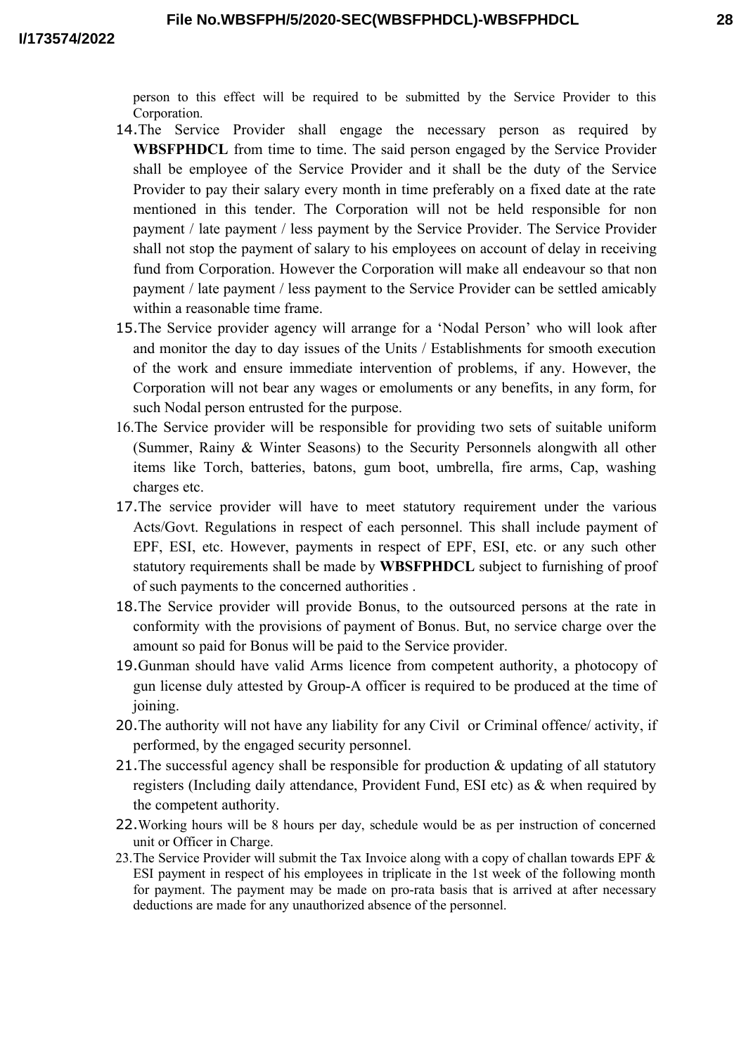person to this effect will be required to be submitted by the Service Provider to this Corporation.

14. The Service Provider shall engage the necessary person as required by **WBSFPHDCL** from time to time. The said person engaged by the Service Provider shall be employee of the Service Provider and it shall be the duty of the Service Provider to pay their salary every month in time preferably on a fixed date at the rate mentioned in this tender. The Corporation will not be held responsible for non payment / late payment / less payment by the Service Provider. The Service Provider shall not stop the payment of salary to his employees on account of delay in receiving fund from Corporation. However the Corporation will make all endeavour so that non payment / late payment / less payment to the Service Provider can be settled amicably within a reasonable time frame.
15. The Service provider agency will arrange for a 'Nodal Person' who will look after and monitor the day to day issues of the Units / Establishments for smooth execution of the work and ensure immediate intervention of problems, if any. However, the Corporation will not bear any wages or emoluments or any benefits, in any form, for such Nodal person entrusted for the purpose.
16. The Service provider will be responsible for providing two sets of suitable uniform (Summer, Rainy & Winter Seasons) to the Security Personnels alongwith all other items like Torch, batteries, batons, gum boot, umbrella, fire arms, Cap, washing charges etc.
17. The service provider will have to meet statutory requirement under the various Acts/Govt. Regulations in respect of each personnel. This shall include payment of EPF, ESI, etc. However, payments in respect of EPF, ESI, etc. or any such other statutory requirements shall be made by **WBSFPHDCL** subject to furnishing of proof of such payments to the concerned authorities .
18. The Service provider will provide Bonus, to the outsourced persons at the rate in conformity with the provisions of payment of Bonus. But, no service charge over the amount so paid for Bonus will be paid to the Service provider.
19. Gunman should have valid Arms licence from competent authority, a photocopy of gun license duly attested by Group-A officer is required to be produced at the time of joining.
20. The authority will not have any liability for any Civil or Criminal offence/ activity, if performed, by the engaged security personnel.
21. The successful agency shall be responsible for production & updating of all statutory registers (Including daily attendance, Provident Fund, ESI etc) as & when required by the competent authority.
22. Working hours will be 8 hours per day, schedule would be as per instruction of concerned unit or Officer in Charge.
23. The Service Provider will submit the Tax Invoice along with a copy of challan towards EPF & ESI payment in respect of his employees in triplicate in the 1st week of the following month for payment. The payment may be made on pro-rata basis that is arrived at after necessary deductions are made for any unauthorized absence of the personnel.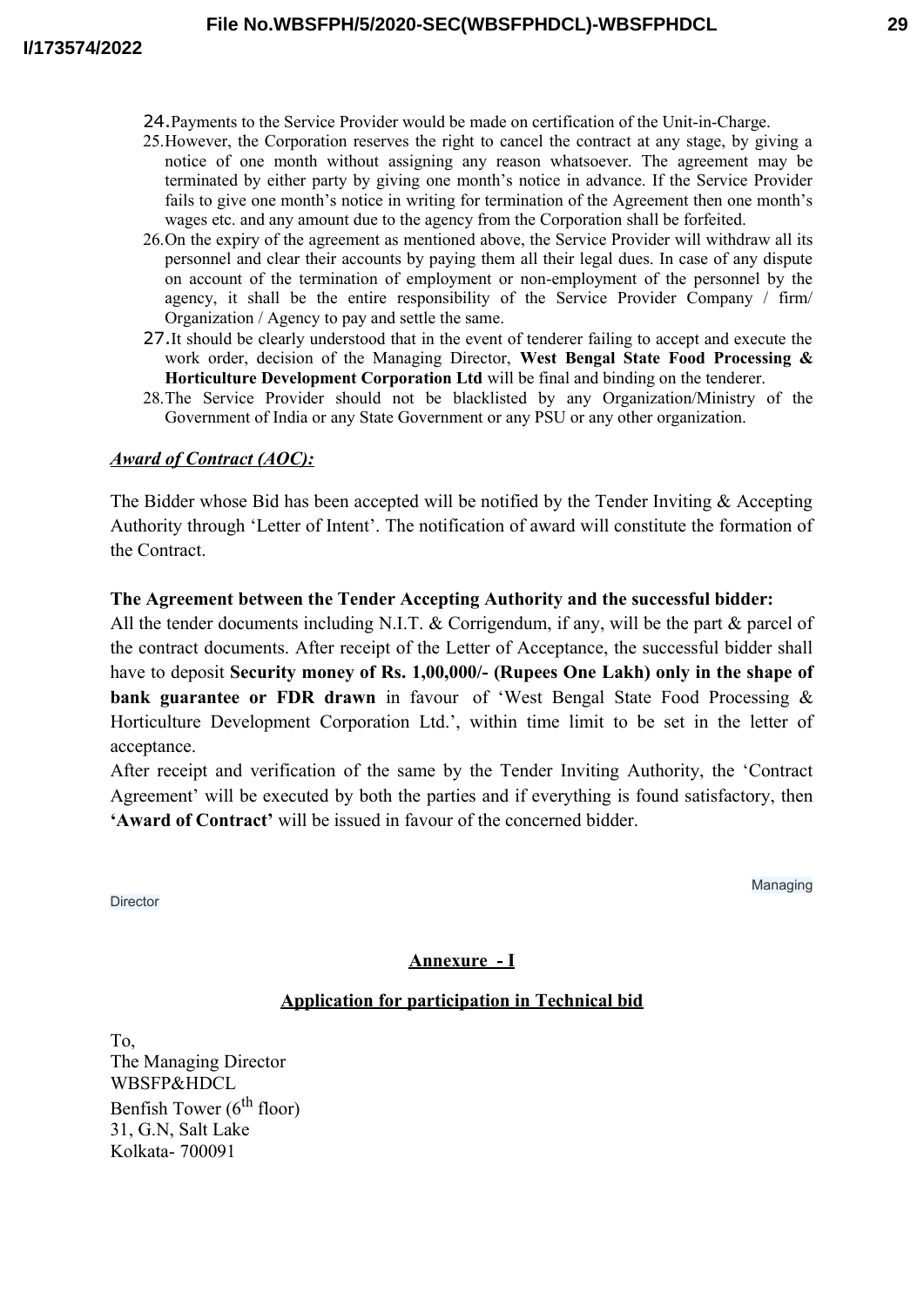24. Payments to the Service Provider would be made on certification of the Unit-in-Charge.
25. However, the Corporation reserves the right to cancel the contract at any stage, by giving a notice of one month without assigning any reason whatsoever. The agreement may be terminated by either party by giving one month's notice in advance. If the Service Provider fails to give one month's notice in writing for termination of the Agreement then one month's wages etc. and any amount due to the agency from the Corporation shall be forfeited.
26. On the expiry of the agreement as mentioned above, the Service Provider will withdraw all its personnel and clear their accounts by paying them all their legal dues. In case of any dispute on account of the termination of employment or non-employment of the personnel by the agency, it shall be the entire responsibility of the Service Provider Company / firm/ Organization / Agency to pay and settle the same.
27. It should be clearly understood that in the event of tenderer failing to accept and execute the work order, decision of the Managing Director, **West Bengal State Food Processing & Horticulture Development Corporation Ltd** will be final and binding on the tenderer.
28. The Service Provider should not be blacklisted by any Organization/Ministry of the Government of India or any State Government or any PSU or any other organization.

***Award of Contract (AOC):***

The Bidder whose Bid has been accepted will be notified by the Tender Inviting & Accepting Authority through 'Letter of Intent'. The notification of award will constitute the formation of the Contract.

**The Agreement between the Tender Accepting Authority and the successful bidder:**

All the tender documents including N.I.T. & Corrigendum, if any, will be the part & parcel of the contract documents. After receipt of the Letter of Acceptance, the successful bidder shall have to deposit **Security money of Rs. 1,00,000/- (Rupees One Lakh) only in the shape of bank guarantee or FDR drawn** in favour of 'West Bengal State Food Processing & Horticulture Development Corporation Ltd.', within time limit to be set in the letter of acceptance.

After receipt and verification of the same by the Tender Inviting Authority, the 'Contract Agreement' will be executed by both the parties and if everything is found satisfactory, then **'Award of Contract'** will be issued in favour of the concerned bidder.

Managing Director

## Annexure - I

## Application for participation in Technical bid

To,
The Managing Director
WBSFP&HDCL
Benfish Tower (6th floor)
31, G.N, Salt Lake
Kolkata- 700091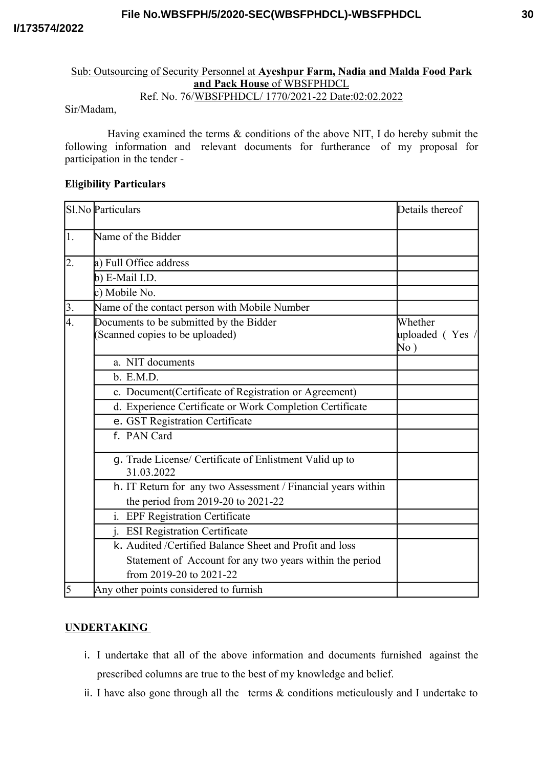Sub: Outsourcing of Security Personnel at **Ayeshpur Farm, Nadia and Malda Food Park and Pack House** of WBSFPHDCL

Ref. No. 76/WBSFPHDCL/ 1770/2021-22 Date:02:02.2022

Sir/Madam,

Having examined the terms & conditions of the above NIT, I do hereby submit the following information and relevant documents for furtherance of my proposal for participation in the tender -

**Eligibility Particulars**

| Sl.No | Particulars | Details thereof |
|---|---|---|
| 1. | Name of the Bidder | |
| 2. | a) Full Office address | |
| | b) E-Mail I.D. | |
| | c) Mobile No. | |
| 3. | Name of the contact person with Mobile Number | |
| 4. | Documents to be submitted by the Bidder (Scanned copies to be uploaded) | Whether uploaded ( Yes / No ) |
| | a. NIT documents | |
| | b. E.M.D. | |
| | c. Document(Certificate of Registration or Agreement) | |
| | d. Experience Certificate or Work Completion Certificate | |
| | e. GST Registration Certificate | |
| | f. PAN Card | |
| | g. Trade License/ Certificate of Enlistment Valid up to 31.03.2022 | |
| | h. IT Return for any two Assessment / Financial years within the period from 2019-20 to 2021-22 | |
| | i. EPF Registration Certificate | |
| | j. ESI Registration Certificate | |
| | k. Audited /Certified Balance Sheet and Profit and loss Statement of Account for any two years within the period from 2019-20 to 2021-22 | |
| 5 | Any other points considered to furnish | |

**UNDERTAKING**

i. I undertake that all of the above information and documents furnished against the prescribed columns are true to the best of my knowledge and belief.

ii. I have also gone through all the terms & conditions meticulously and I undertake to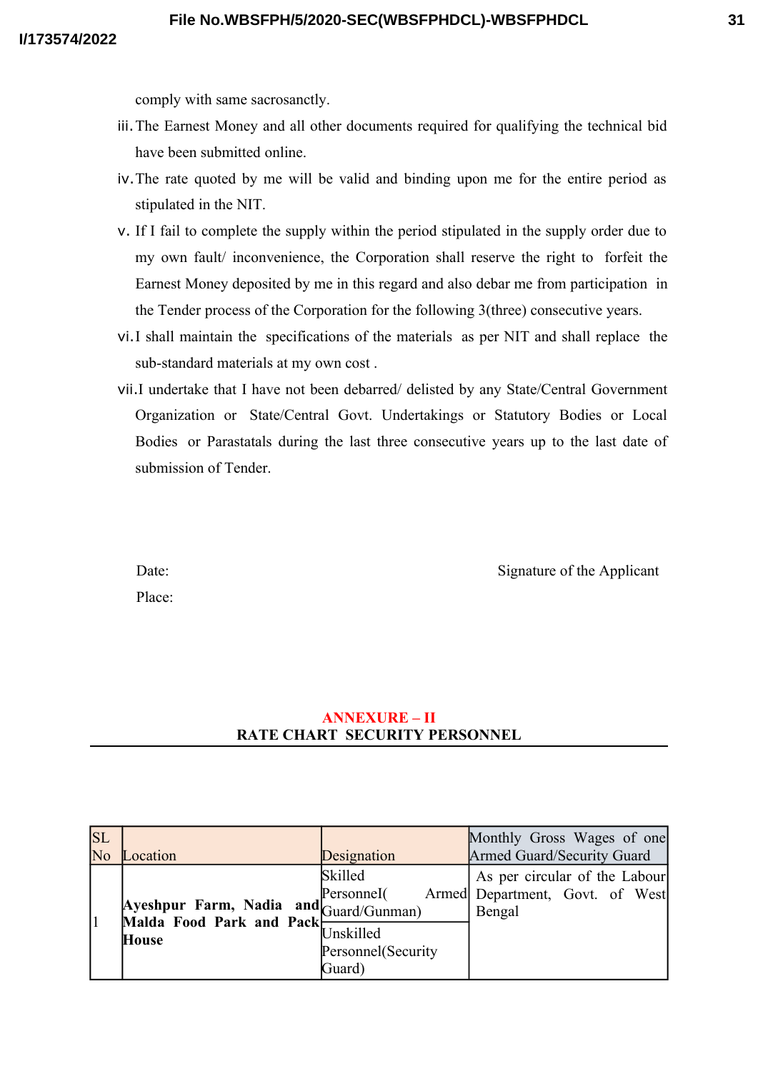comply with same sacrosanctly.

iii. The Earnest Money and all other documents required for qualifying the technical bid have been submitted online.

iv. The rate quoted by me will be valid and binding upon me for the entire period as stipulated in the NIT.

v. If I fail to complete the supply within the period stipulated in the supply order due to my own fault/ inconvenience, the Corporation shall reserve the right to forfeit the Earnest Money deposited by me in this regard and also debar me from participation in the Tender process of the Corporation for the following 3(three) consecutive years.

vi. I shall maintain the specifications of the materials as per NIT and shall replace the sub-standard materials at my own cost .

vii. I undertake that I have not been debarred/ delisted by any State/Central Government Organization or State/Central Govt. Undertakings or Statutory Bodies or Local Bodies or Parastatals during the last three consecutive years up to the last date of submission of Tender.

Date: Signature of the Applicant

Place:

## ANNEXURE – II

## RATE CHART SECURITY PERSONNEL

| SL No | Location | Designation | Monthly Gross Wages of one Armed Guard/Security Guard |
|---|---|---|---|
| 1 | **Ayeshpur Farm, Nadia and Malda Food Park and Pack House** | Skilled PersonneI( Armed Guard/Gunman) | As per circular of the Labour Department, Govt. of West Bengal |
| | | Unskilled Personnel(Security Guard) | |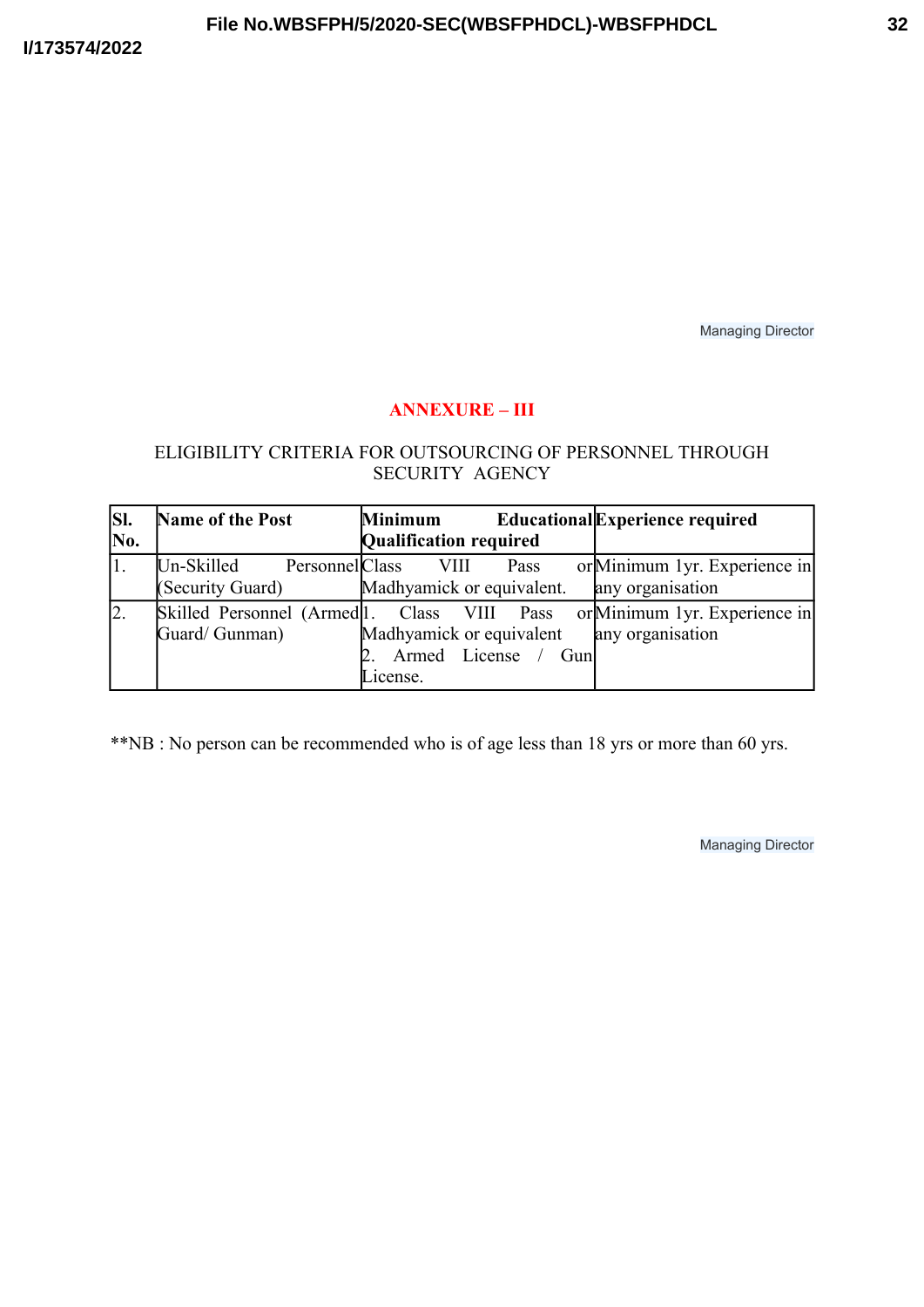Managing Director

## ANNEXURE – III

ELIGIBILITY CRITERIA FOR OUTSOURCING OF PERSONNEL THROUGH SECURITY AGENCY

| Sl. No. | Name of the Post | Minimum Educational Qualification required | Experience required |
|---|---|---|---|
| 1. | Un-Skilled Personnel (Security Guard) | Class VIII Pass or Madhyamick or equivalent. | Minimum 1yr. Experience in any organisation |
| 2. | Skilled Personnel (Armed Guard/ Gunman) | 1. Class VIII Pass or Madhyamick or equivalent<br>2. Armed License / Gun License. | Minimum 1yr. Experience in any organisation |

**NB : No person can be recommended who is of age less than 18 yrs or more than 60 yrs.

Managing Director